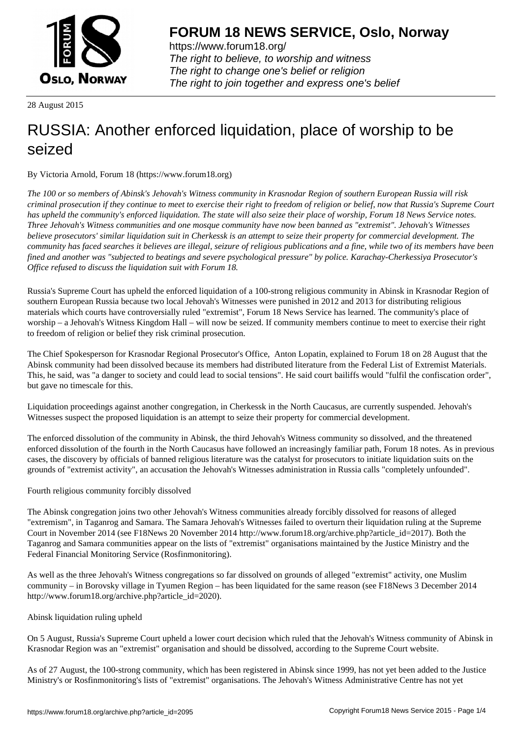28 August 2015

# RUSSIA: Another enforced liquidation, place of worship to be seized

By Victoria Arnold, Forum 18 (https://www.forum18.org)

*The 100 or so members of Abinsk's Jehovah's Witness community in Krasnodar Region of southern European Russia will risk criminal prosecution if they continue to meet to exercise their right to freedom of religion or belief, now that Russia's Supreme Court has upheld the community's enforced liquidation. The state will also seize their place of worship, Forum 18 News Service notes. Three Jehovah's Witness communities and one mosque community have now been banned as "extremist". Jehovah's Witnesses believe prosecutors' similar liquidation suit in Cherkessk is an attempt to seize their property for commercial development. The community has faced searches it believes are illegal, seizure of religious publications and a fine, while two of its members have been fined and another was "subjected to beatings and severe psychological pressure" by police. Karachay-Cherkessiya Prosecutor's Office refused to discuss the liquidation suit with Forum 18.*

Russia's Supreme Court has upheld the enforced liquidation of a 100-strong religious community in Abinsk in Krasnodar Region of southern European Russia because two local Jehovah's Witnesses were punished in 2012 and 2013 for distributing religious materials which courts have controversially ruled "extremist", Forum 18 News Service has learned. The community's place of worship – a Jehovah's Witness Kingdom Hall – will now be seized. If community members continue to meet to exercise their right to freedom of religion or belief they risk criminal prosecution.

The Chief Spokesperson for Krasnodar Regional Prosecutor's Office, Anton Lopatin, explained to Forum 18 on 28 August that the Abinsk community had been dissolved because its members had distributed literature from the Federal List of Extremist Materials. This, he said, was "a danger to society and could lead to social tensions". He said court bailiffs would "fulfil the confiscation order", but gave no timescale for this.

Liquidation proceedings against another congregation, in Cherkessk in the North Caucasus, are currently suspended. Jehovah's Witnesses suspect the proposed liquidation is an attempt to seize their property for commercial development.

The enforced dissolution of the community in Abinsk, the third Jehovah's Witness community so dissolved, and the threatened enforced dissolution of the fourth in the North Caucasus have followed an increasingly familiar path, Forum 18 notes. As in previous cases, the discovery by officials of banned religious literature was the catalyst for prosecutors to initiate liquidation suits on the grounds of "extremist activity", an accusation the Jehovah's Witnesses administration in Russia calls "completely unfounded".

## Fourth religious community forcibly dissolved

The Abinsk congregation joins two other Jehovah's Witness communities already forcibly dissolved for reasons of alleged "extremism", in Taganrog and Samara. The Samara Jehovah's Witnesses failed to overturn their liquidation ruling at the Supreme Court in November 2014 (see F18News 20 November 2014 http://www.forum18.org/archive.php?article_id=2017). Both the Taganrog and Samara communities appear on the lists of "extremist" organisations maintained by the Justice Ministry and the Federal Financial Monitoring Service (Rosfinmonitoring).

As well as the three Jehovah's Witness congregations so far dissolved on grounds of alleged "extremist" activity, one Muslim community – in Borovsky village in Tyumen Region – has been liquidated for the same reason (see F18News 3 December 2014 http://www.forum18.org/archive.php?article_id=2020).

## Abinsk liquidation ruling upheld

On 5 August, Russia's Supreme Court upheld a lower court decision which ruled that the Jehovah's Witness community of Abinsk in Krasnodar Region was an "extremist" organisation and should be dissolved, according to the Supreme Court website.

As of 27 August, the 100-strong community, which has been registered in Abinsk since 1999, has not yet been added to the Justice Ministry's or Rosfinmonitoring's lists of "extremist" organisations. The Jehovah's Witness Administrative Centre has not yet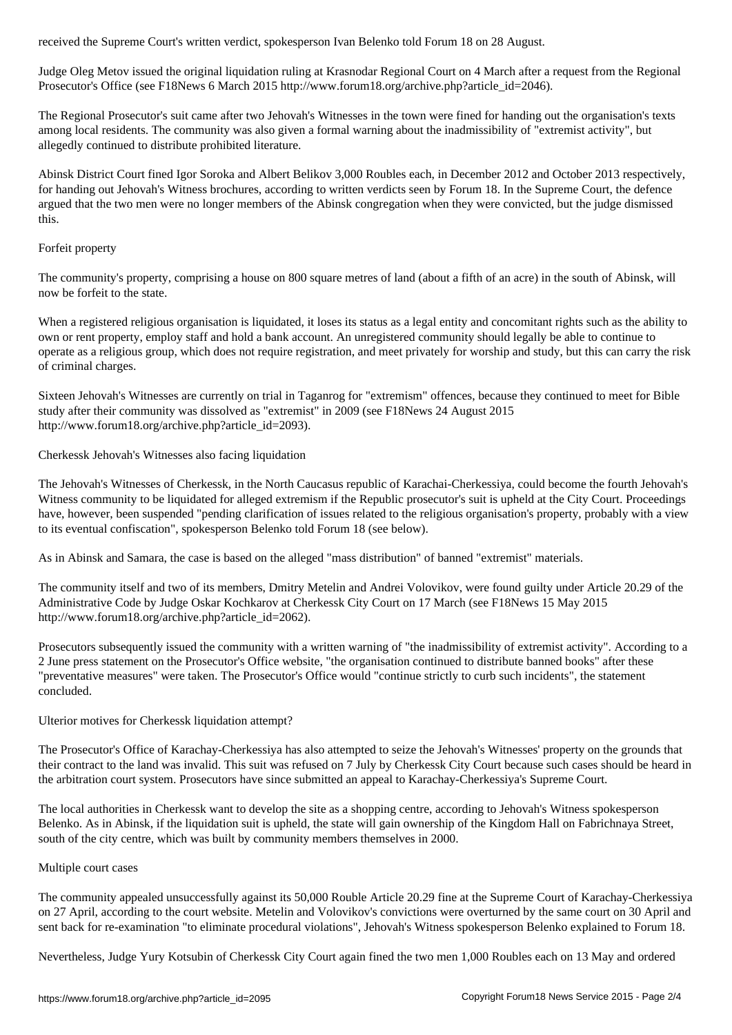received the Supreme Court's written verdict, spokesperson Ivan Belenko told Forum 18 on 28 August.

Judge Oleg Metov issued the original liquidation ruling at Krasnodar Regional Court on 4 March after a request from the Regional Prosecutor's Office (see F18News 6 March 2015 http://www.forum18.org/archive.php?article_id=2046).

The Regional Prosecutor's suit came after two Jehovah's Witnesses in the town were fined for handing out the organisation's texts among local residents. The community was also given a formal warning about the inadmissibility of "extremist activity", but allegedly continued to distribute prohibited literature.

Abinsk District Court fined Igor Soroka and Albert Belikov 3,000 Roubles each, in December 2012 and October 2013 respectively, for handing out Jehovah's Witness brochures, according to written verdicts seen by Forum 18. In the Supreme Court, the defence argued that the two men were no longer members of the Abinsk congregation when they were convicted, but the judge dismissed this.

## Forfeit property

The community's property, comprising a house on 800 square metres of land (about a fifth of an acre) in the south of Abinsk, will now be forfeit to the state.

When a registered religious organisation is liquidated, it loses its status as a legal entity and concomitant rights such as the ability to own or rent property, employ staff and hold a bank account. An unregistered community should legally be able to continue to operate as a religious group, which does not require registration, and meet privately for worship and study, but this can carry the risk of criminal charges.

Sixteen Jehovah's Witnesses are currently on trial in Taganrog for "extremism" offences, because they continued to meet for Bible study after their community was dissolved as "extremist" in 2009 (see F18News 24 August 2015 http://www.forum18.org/archive.php?article_id=2093).

## Cherkessk Jehovah's Witnesses also facing liquidation

The Jehovah's Witnesses of Cherkessk, in the North Caucasus republic of Karachai-Cherkessiya, could become the fourth Jehovah's Witness community to be liquidated for alleged extremism if the Republic prosecutor's suit is upheld at the City Court. Proceedings have, however, been suspended "pending clarification of issues related to the religious organisation's property, probably with a view to its eventual confiscation", spokesperson Belenko told Forum 18 (see below).

As in Abinsk and Samara, the case is based on the alleged "mass distribution" of banned "extremist" materials.

The community itself and two of its members, Dmitry Metelin and Andrei Volovikov, were found guilty under Article 20.29 of the Administrative Code by Judge Oskar Kochkarov at Cherkessk City Court on 17 March (see F18News 15 May 2015 http://www.forum18.org/archive.php?article_id=2062).

Prosecutors subsequently issued the community with a written warning of "the inadmissibility of extremist activity". According to a 2 June press statement on the Prosecutor's Office website, "the organisation continued to distribute banned books" after these "preventative measures" were taken. The Prosecutor's Office would "continue strictly to curb such incidents", the statement concluded.

## Ulterior motives for Cherkessk liquidation attempt?

The Prosecutor's Office of Karachay-Cherkessiya has also attempted to seize the Jehovah's Witnesses' property on the grounds that their contract to the land was invalid. This suit was refused on 7 July by Cherkessk City Court because such cases should be heard in the arbitration court system. Prosecutors have since submitted an appeal to Karachay-Cherkessiya's Supreme Court.

The local authorities in Cherkessk want to develop the site as a shopping centre, according to Jehovah's Witness spokesperson Belenko. As in Abinsk, if the liquidation suit is upheld, the state will gain ownership of the Kingdom Hall on Fabrichnaya Street, south of the city centre, which was built by community members themselves in 2000.

## Multiple court cases

The community appealed unsuccessfully against its 50,000 Rouble Article 20.29 fine at the Supreme Court of Karachay-Cherkessiya on 27 April, according to the court website. Metelin and Volovikov's convictions were overturned by the same court on 30 April and sent back for re-examination "to eliminate procedural violations", Jehovah's Witness spokesperson Belenko explained to Forum 18.

Nevertheless, Judge Yury Kotsubin of Cherkessk City Court again fined the two men 1,000 Roubles each on 13 May and ordered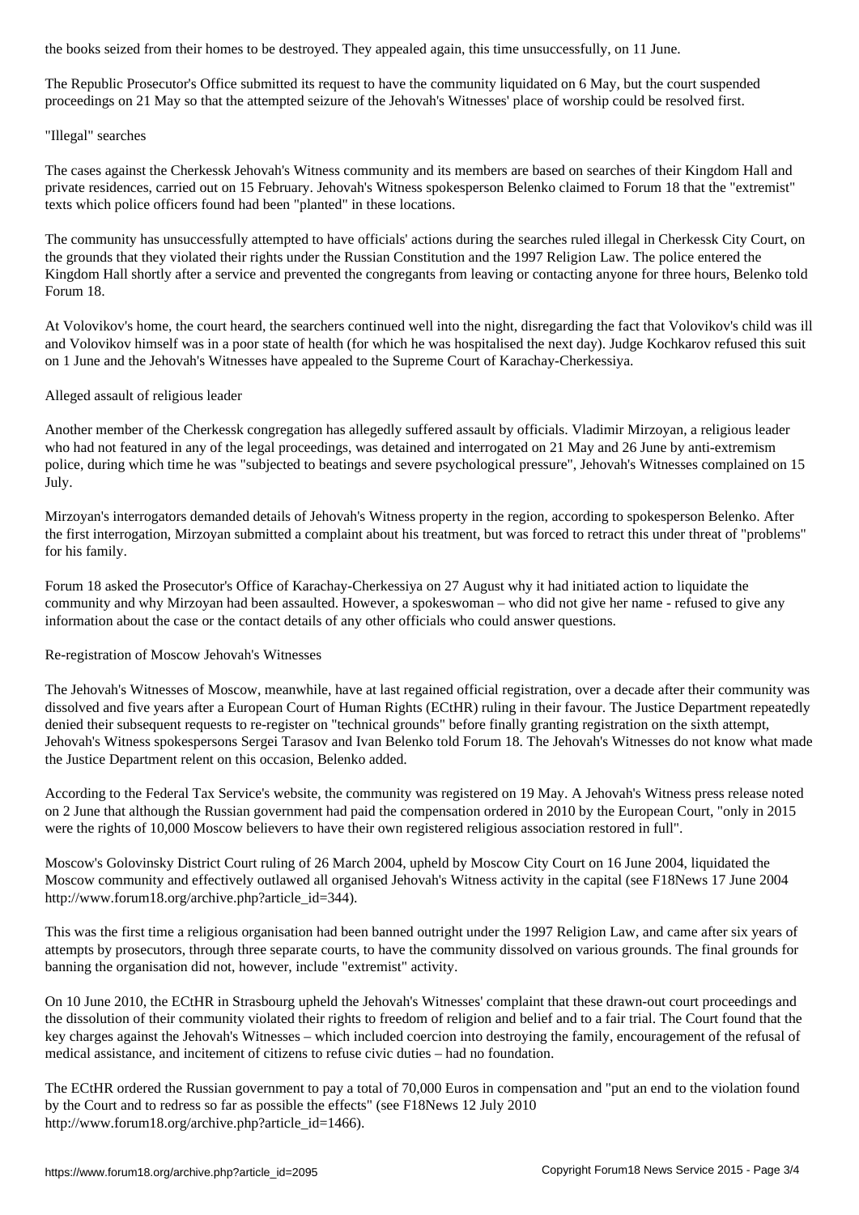the books seized from their homes to be destroyed. They appealed again, this time unsuccessfully, on 11 June.

The Republic Prosecutor's Office submitted its request to have the community liquidated on 6 May, but the court suspended proceedings on 21 May so that the attempted seizure of the Jehovah's Witnesses' place of worship could be resolved first.

"Illegal" searches

The cases against the Cherkessk Jehovah's Witness community and its members are based on searches of their Kingdom Hall and private residences, carried out on 15 February. Jehovah's Witness spokesperson Belenko claimed to Forum 18 that the "extremist" texts which police officers found had been "planted" in these locations.

The community has unsuccessfully attempted to have officials' actions during the searches ruled illegal in Cherkessk City Court, on the grounds that they violated their rights under the Russian Constitution and the 1997 Religion Law. The police entered the Kingdom Hall shortly after a service and prevented the congregants from leaving or contacting anyone for three hours, Belenko told Forum 18.

At Volovikov's home, the court heard, the searchers continued well into the night, disregarding the fact that Volovikov's child was ill and Volovikov himself was in a poor state of health (for which he was hospitalised the next day). Judge Kochkarov refused this suit on 1 June and the Jehovah's Witnesses have appealed to the Supreme Court of Karachay-Cherkessiya.

Alleged assault of religious leader

Another member of the Cherkessk congregation has allegedly suffered assault by officials. Vladimir Mirzoyan, a religious leader who had not featured in any of the legal proceedings, was detained and interrogated on 21 May and 26 June by anti-extremism police, during which time he was "subjected to beatings and severe psychological pressure", Jehovah's Witnesses complained on 15 July.

Mirzoyan's interrogators demanded details of Jehovah's Witness property in the region, according to spokesperson Belenko. After the first interrogation, Mirzoyan submitted a complaint about his treatment, but was forced to retract this under threat of "problems" for his family.

Forum 18 asked the Prosecutor's Office of Karachay-Cherkessiya on 27 August why it had initiated action to liquidate the community and why Mirzoyan had been assaulted. However, a spokeswoman – who did not give her name - refused to give any information about the case or the contact details of any other officials who could answer questions.

Re-registration of Moscow Jehovah's Witnesses

The Jehovah's Witnesses of Moscow, meanwhile, have at last regained official registration, over a decade after their community was dissolved and five years after a European Court of Human Rights (ECtHR) ruling in their favour. The Justice Department repeatedly denied their subsequent requests to re-register on "technical grounds" before finally granting registration on the sixth attempt, Jehovah's Witness spokespersons Sergei Tarasov and Ivan Belenko told Forum 18. The Jehovah's Witnesses do not know what made the Justice Department relent on this occasion, Belenko added.

According to the Federal Tax Service's website, the community was registered on 19 May. A Jehovah's Witness press release noted on 2 June that although the Russian government had paid the compensation ordered in 2010 by the European Court, "only in 2015 were the rights of 10,000 Moscow believers to have their own registered religious association restored in full".

Moscow's Golovinsky District Court ruling of 26 March 2004, upheld by Moscow City Court on 16 June 2004, liquidated the Moscow community and effectively outlawed all organised Jehovah's Witness activity in the capital (see F18News 17 June 2004 http://www.forum18.org/archive.php?article_id=344).

This was the first time a religious organisation had been banned outright under the 1997 Religion Law, and came after six years of attempts by prosecutors, through three separate courts, to have the community dissolved on various grounds. The final grounds for banning the organisation did not, however, include "extremist" activity.

On 10 June 2010, the ECtHR in Strasbourg upheld the Jehovah's Witnesses' complaint that these drawn-out court proceedings and the dissolution of their community violated their rights to freedom of religion and belief and to a fair trial. The Court found that the key charges against the Jehovah's Witnesses – which included coercion into destroying the family, encouragement of the refusal of medical assistance, and incitement of citizens to refuse civic duties – had no foundation.

The ECtHR ordered the Russian government to pay a total of 70,000 Euros in compensation and "put an end to the violation found by the Court and to redress so far as possible the effects" (see F18News 12 July 2010 http://www.forum18.org/archive.php?article_id=1466).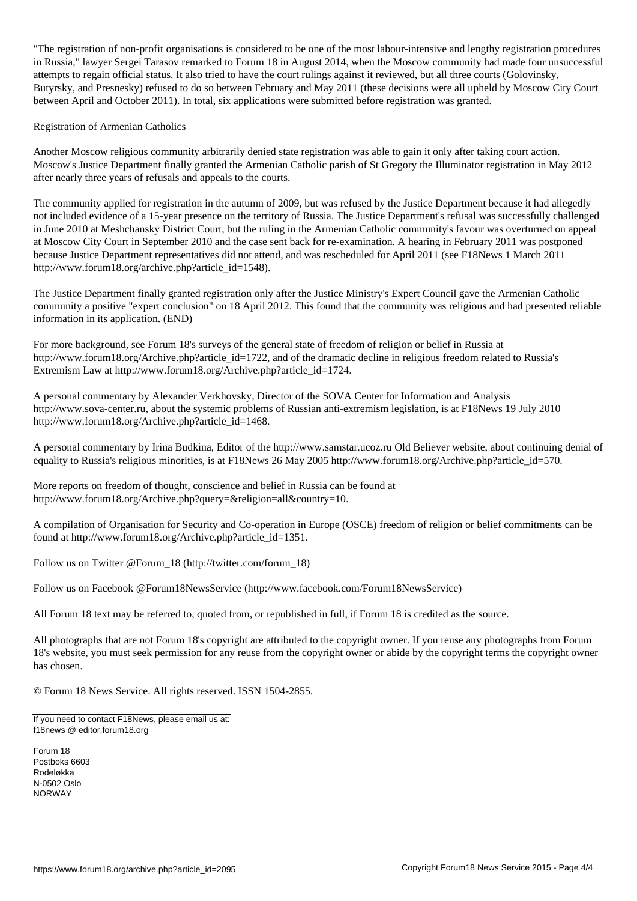"The registration of non-profit organisations is considered to be one of the most labour-intensive and lengthy registration procedures in Russia," lawyer Sergei Tarasov remarked to Forum 18 in August 2014, when the Moscow community had made four unsuccessful attempts to regain official status. It also tried to have the court rulings against it reviewed, but all three courts (Golovinsky, Butyrsky, and Presnesky) refused to do so between February and May 2011 (these decisions were all upheld by Moscow City Court between April and October 2011). In total, six applications were submitted before registration was granted.

## Registration of Armenian Catholics

Another Moscow religious community arbitrarily denied state registration was able to gain it only after taking court action. Moscow's Justice Department finally granted the Armenian Catholic parish of St Gregory the Illuminator registration in May 2012 after nearly three years of refusals and appeals to the courts.

The community applied for registration in the autumn of 2009, but was refused by the Justice Department because it had allegedly not included evidence of a 15-year presence on the territory of Russia. The Justice Department's refusal was successfully challenged in June 2010 at Meshchansky District Court, but the ruling in the Armenian Catholic community's favour was overturned on appeal at Moscow City Court in September 2010 and the case sent back for re-examination. A hearing in February 2011 was postponed because Justice Department representatives did not attend, and was rescheduled for April 2011 (see F18News 1 March 2011 http://www.forum18.org/archive.php?article_id=1548).

The Justice Department finally granted registration only after the Justice Ministry's Expert Council gave the Armenian Catholic community a positive "expert conclusion" on 18 April 2012. This found that the community was religious and had presented reliable information in its application. (END)

For more background, see Forum 18's surveys of the general state of freedom of religion or belief in Russia at http://www.forum18.org/Archive.php?article_id=1722, and of the dramatic decline in religious freedom related to Russia's Extremism Law at http://www.forum18.org/Archive.php?article_id=1724.

A personal commentary by Alexander Verkhovsky, Director of the SOVA Center for Information and Analysis http://www.sova-center.ru, about the systemic problems of Russian anti-extremism legislation, is at F18News 19 July 2010 http://www.forum18.org/Archive.php?article_id=1468.

A personal commentary by Irina Budkina, Editor of the http://www.samstar.ucoz.ru Old Believer website, about continuing denial of equality to Russia's religious minorities, is at F18News 26 May 2005 http://www.forum18.org/Archive.php?article_id=570.

More reports on freedom of thought, conscience and belief in Russia can be found at http://www.forum18.org/Archive.php?query=&religion=all&country=10.

A compilation of Organisation for Security and Co-operation in Europe (OSCE) freedom of religion or belief commitments can be found at http://www.forum18.org/Archive.php?article_id=1351.

Follow us on Twitter @Forum_18 (http://twitter.com/forum_18)

Follow us on Facebook @Forum18NewsService (http://www.facebook.com/Forum18NewsService)

All Forum 18 text may be referred to, quoted from, or republished in full, if Forum 18 is credited as the source.

All photographs that are not Forum 18's copyright are attributed to the copyright owner. If you reuse any photographs from Forum 18's website, you must seek permission for any reuse from the copyright owner or abide by the copyright terms the copyright owner has chosen.

© Forum 18 News Service. All rights reserved. ISSN 1504-2855.

If you need to contact F18News, please email us at:
f18news @ editor.forum18.org

Forum 18
Postboks 6603
Rodeløkka
N-0502 Oslo
NORWAY